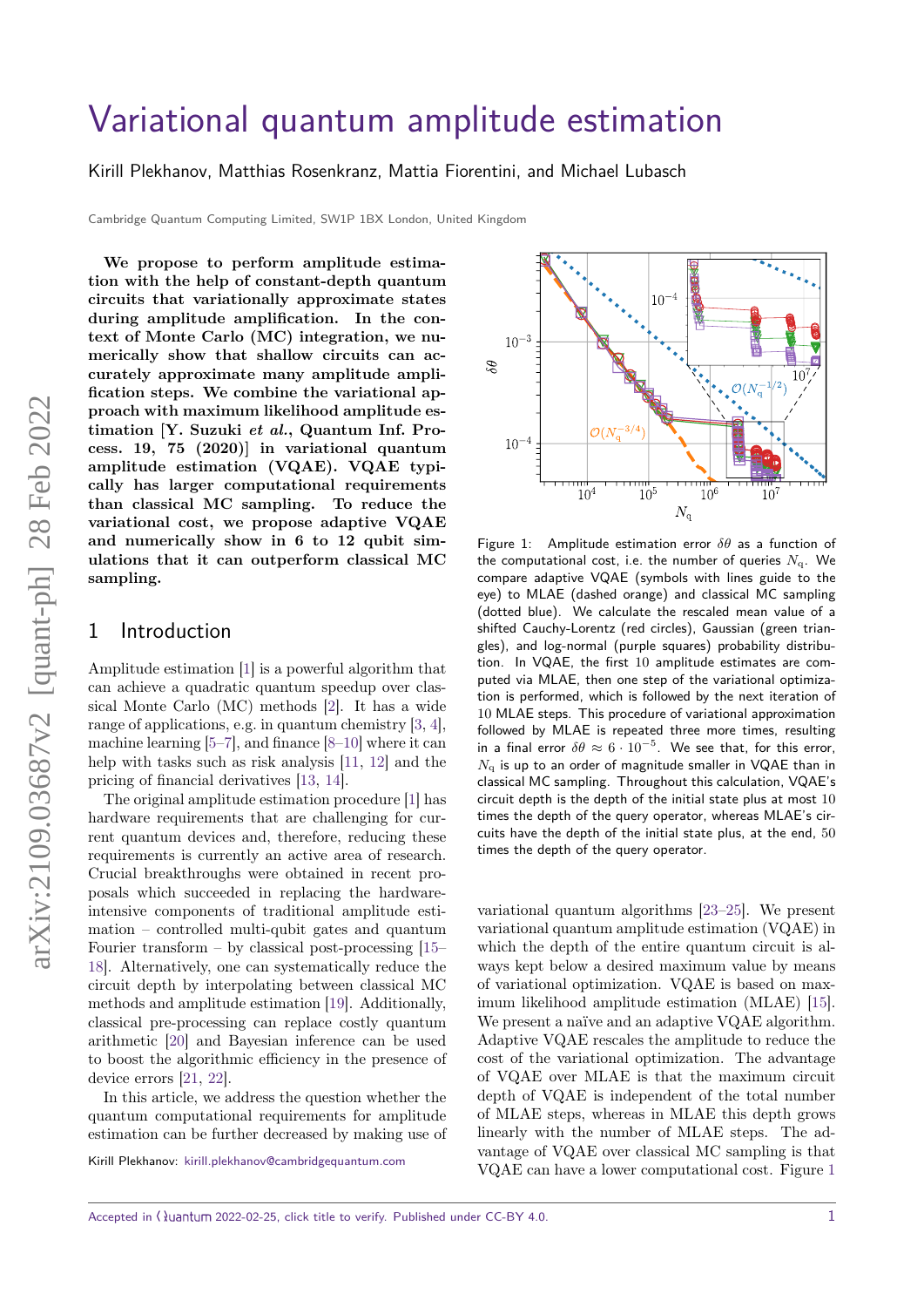# Variational quantum amplitude estimation

Kirill Plekhanov, Matthias Rosenkranz, Mattia Fiorentini, and Michael Lubasch

Cambridge Quantum Computing Limited, SW1P 1BX London, United Kingdom

**We propose to perform amplitude estimation with the help of constant-depth quantum circuits that variationally approximate states during amplitude amplification. In the context of Monte Carlo (MC) integration, we numerically show that shallow circuits can accurately approximate many amplitude amplification steps. We combine the variational approach with maximum likelihood amplitude estimation [Y. Suzuki *et al.*, Quantum Inf. Process. 19, 75 (2020)] in variational quantum amplitude estimation (VQAE). VQAE typically has larger computational requirements than classical MC sampling. To reduce the variational cost, we propose adaptive VQAE and numerically show in 6 to 12 qubit simulations that it can outperform classical MC sampling.**

Figure 1: Amplitude estimation error $\delta\theta$ as a function of the computational cost, i.e. the number of queries $N_{\mathrm{q}}$. We compare adaptive VQAE (symbols with lines guide to the eye) to MLAE (dashed orange) and classical MC sampling (dotted blue). We calculate the rescaled mean value of a shifted Cauchy-Lorentz (red circles), Gaussian (green triangles), and log-normal (purple squares) probability distribution. In VQAE, the first 10 amplitude estimates are computed via MLAE, then one step of the variational optimization is performed, which is followed by the next iteration of 10 MLAE steps. This procedure of variational approximation followed by MLAE is repeated three more times, resulting in a final error $\delta\theta \approx 6 \cdot 10^{-5}$. We see that, for this error, $N_{\mathrm{q}}$ is up to an order of magnitude smaller in VQAE than in classical MC sampling. Throughout this calculation, VQAE's circuit depth is the depth of the initial state plus at most 10 times the depth of the query operator, whereas MLAE's circuits have the depth of the initial state plus, at the end, 50 times the depth of the query operator.

## 1 Introduction

Amplitude estimation [1] is a powerful algorithm that can achieve a quadratic quantum speedup over classical Monte Carlo (MC) methods [2]. It has a wide range of applications, e.g. in quantum chemistry [3, 4], machine learning [5–7], and finance [8–10] where it can help with tasks such as risk analysis [11, 12] and the pricing of financial derivatives [13, 14].

The original amplitude estimation procedure [1] has hardware requirements that are challenging for current quantum devices and, therefore, reducing these requirements is currently an active area of research. Crucial breakthroughs were obtained in recent proposals which succeeded in replacing the hardware-intensive components of traditional amplitude estimation – controlled multi-qubit gates and quantum Fourier transform – by classical post-processing [15–18]. Alternatively, one can systematically reduce the circuit depth by interpolating between classical MC methods and amplitude estimation [19]. Additionally, classical pre-processing can replace costly quantum arithmetic [20] and Bayesian inference can be used to boost the algorithmic efficiency in the presence of device errors [21, 22].

In this article, we address the question whether the quantum computational requirements for amplitude estimation can be further decreased by making use of variational quantum algorithms [23–25]. We present variational quantum amplitude estimation (VQAE) in which the depth of the entire quantum circuit is always kept below a desired maximum value by means of variational optimization. VQAE is based on maximum likelihood amplitude estimation (MLAE) [15]. We present a naïve and an adaptive VQAE algorithm. Adaptive VQAE rescales the amplitude to reduce the cost of the variational optimization. The advantage of VQAE over MLAE is that the maximum circuit depth of VQAE is independent of the total number of MLAE steps, whereas in MLAE this depth grows linearly with the number of MLAE steps. The advantage of VQAE over classical MC sampling is that VQAE can have a lower computational cost. Figure 1

Kirill Plekhanov: kirill.plekhanov@cambridgequantum.com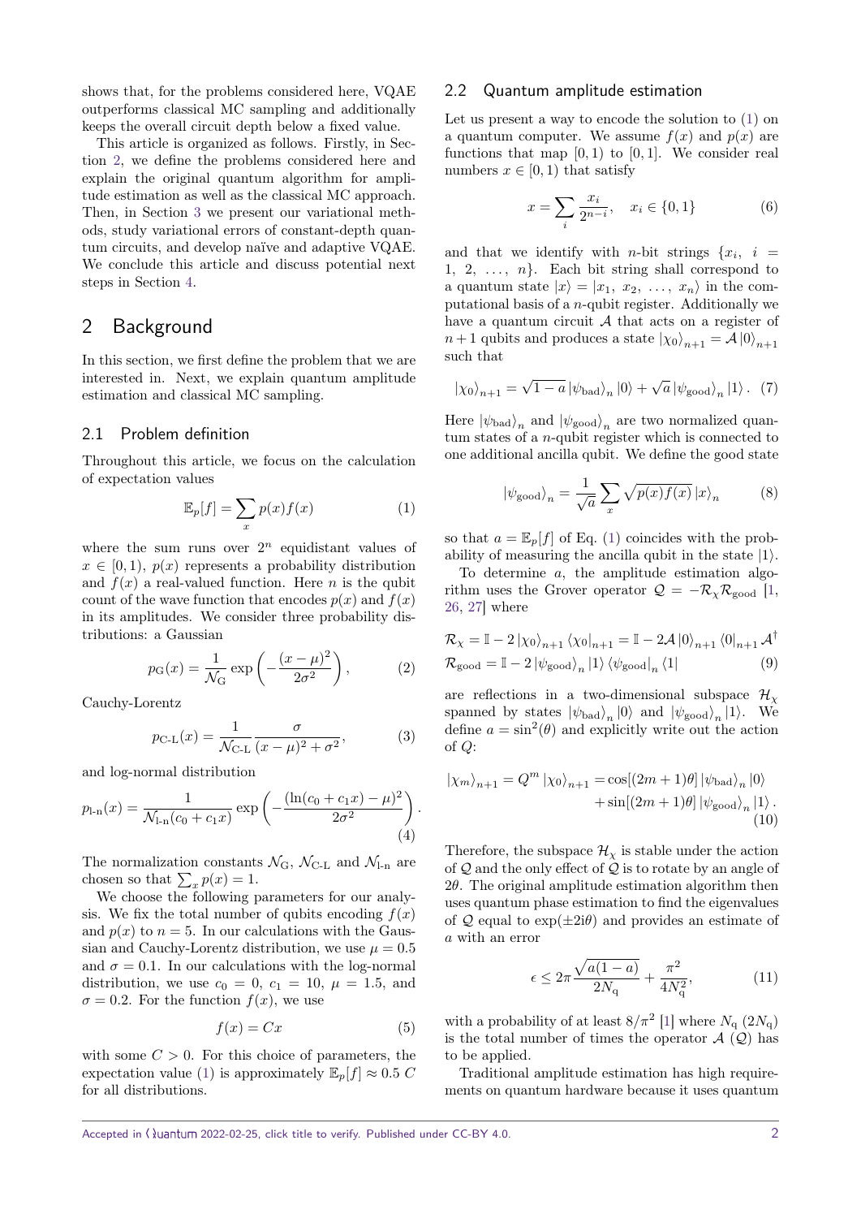shows that, for the problems considered here, VQAE outperforms classical MC sampling and additionally keeps the overall circuit depth below a fixed value.

This article is organized as follows. Firstly, in Section 2, we define the problems considered here and explain the original quantum algorithm for amplitude estimation as well as the classical MC approach. Then, in Section 3 we present our variational methods, study variational errors of constant-depth quantum circuits, and develop naïve and adaptive VQAE. We conclude this article and discuss potential next steps in Section 4.

## 2 Background

In this section, we first define the problem that we are interested in. Next, we explain quantum amplitude estimation and classical MC sampling.

### 2.1 Problem definition

Throughout this article, we focus on the calculation of expectation values

$$\mathbb{E}_p[f] = \sum_x p(x) f(x) \tag{1}$$

where the sum runs over $2^n$ equidistant values of $x \in [0, 1)$, $p(x)$ represents a probability distribution and $f(x)$ a real-valued function. Here $n$ is the qubit count of the wave function that encodes $p(x)$ and $f(x)$ in its amplitudes. We consider three probability distributions: a Gaussian

$$p_{\mathrm{G}}(x) = \frac{1}{\mathcal{N}_{\mathrm{G}}} \exp\left(-\frac{(x-\mu)^2}{2\sigma^2}\right), \tag{2}$$

Cauchy-Lorentz

$$p_{\text{C-L}}(x) = \frac{1}{\mathcal{N}_{\text{C-L}}} \frac{\sigma}{(x-\mu)^2 + \sigma^2}, \tag{3}$$

and log-normal distribution

$$p_{\text{l-n}}(x) = \frac{1}{\mathcal{N}_{\text{l-n}}(c_0 + c_1 x)} \exp\left(-\frac{(\ln(c_0 + c_1 x) - \mu)^2}{2\sigma^2}\right). \tag{4}$$

The normalization constants $\mathcal{N}_{\mathrm{G}}$, $\mathcal{N}_{\text{C-L}}$ and $\mathcal{N}_{\text{l-n}}$ are chosen so that $\sum_x p(x) = 1$.

We choose the following parameters for our analysis. We fix the total number of qubits encoding $f(x)$ and $p(x)$ to $n = 5$. In our calculations with the Gaussian and Cauchy-Lorentz distribution, we use $\mu = 0.5$ and $\sigma = 0.1$. In our calculations with the log-normal distribution, we use $c_0 = 0$, $c_1 = 10$, $\mu = 1.5$, and $\sigma = 0.2$. For the function $f(x)$, we use

$$f(x) = Cx \tag{5}$$

with some $C > 0$. For this choice of parameters, the expectation value (1) is approximately $\mathbb{E}_p[f] \approx 0.5\, C$ for all distributions.

### 2.2 Quantum amplitude estimation

Let us present a way to encode the solution to (1) on a quantum computer. We assume $f(x)$ and $p(x)$ are functions that map $[0, 1)$ to $[0, 1]$. We consider real numbers $x \in [0, 1)$ that satisfy

$$x = \sum_i \frac{x_i}{2^{n-i}}, \quad x_i \in \{0, 1\} \tag{6}$$

and that we identify with $n$-bit strings $\{x_i,\ i = 1,\ 2,\ \ldots,\ n\}$. Each bit string shall correspond to a quantum state $|x\rangle = |x_1,\ x_2,\ \ldots,\ x_n\rangle$ in the computational basis of a $n$-qubit register. Additionally we have a quantum circuit $\mathcal{A}$ that acts on a register of $n+1$ qubits and produces a state $|\chi_0\rangle_{n+1} = \mathcal{A}\,|0\rangle_{n+1}$ such that

$$|\chi_0\rangle_{n+1} = \sqrt{1-a}\,|\psi_{\mathrm{bad}}\rangle_n\,|0\rangle + \sqrt{a}\,|\psi_{\mathrm{good}}\rangle_n\,|1\rangle. \tag{7}$$

Here $|\psi_{\mathrm{bad}}\rangle_n$ and $|\psi_{\mathrm{good}}\rangle_n$ are two normalized quantum states of a $n$-qubit register which is connected to one additional ancilla qubit. We define the good state

$$|\psi_{\mathrm{good}}\rangle_n = \frac{1}{\sqrt{a}} \sum_x \sqrt{p(x) f(x)}\,|x\rangle_n \tag{8}$$

so that $a = \mathbb{E}_p[f]$ of Eq. (1) coincides with the probability of measuring the ancilla qubit in the state $|1\rangle$.

To determine $a$, the amplitude estimation algorithm uses the Grover operator $\mathcal{Q} = -\mathcal{R}_\chi \mathcal{R}_{\mathrm{good}}$ [1, 26, 27] where

$$\begin{aligned}
\mathcal{R}_\chi &= \mathbb{I} - 2\,|\chi_0\rangle_{n+1}\langle\chi_0|_{n+1} = \mathbb{I} - 2\mathcal{A}\,|0\rangle_{n+1}\langle 0|_{n+1}\,\mathcal{A}^\dagger \\
\mathcal{R}_{\mathrm{good}} &= \mathbb{I} - 2\,|\psi_{\mathrm{good}}\rangle_n\,|1\rangle\,\langle\psi_{\mathrm{good}}|_n\,\langle 1|
\end{aligned} \tag{9}$$

are reflections in a two-dimensional subspace $\mathcal{H}_\chi$ spanned by states $|\psi_{\mathrm{bad}}\rangle_n\,|0\rangle$ and $|\psi_{\mathrm{good}}\rangle_n\,|1\rangle$. We define $a = \sin^2(\theta)$ and explicitly write out the action of $Q$:

$$\begin{aligned}
|\chi_m\rangle_{n+1} = Q^m\,|\chi_0\rangle_{n+1} = &\cos[(2m+1)\theta]\,|\psi_{\mathrm{bad}}\rangle_n\,|0\rangle \\
&+ \sin[(2m+1)\theta]\,|\psi_{\mathrm{good}}\rangle_n\,|1\rangle.
\end{aligned} \tag{10}$$

Therefore, the subspace $\mathcal{H}_\chi$ is stable under the action of $\mathcal{Q}$ and the only effect of $\mathcal{Q}$ is to rotate by an angle of $2\theta$. The original amplitude estimation algorithm then uses quantum phase estimation to find the eigenvalues of $\mathcal{Q}$ equal to $\exp(\pm 2\mathrm{i}\theta)$ and provides an estimate of $a$ with an error

$$\epsilon \leq 2\pi \frac{\sqrt{a(1-a)}}{2N_{\mathrm{q}}} + \frac{\pi^2}{4N_{\mathrm{q}}^2}, \tag{11}$$

with a probability of at least $8/\pi^2$ [1] where $N_{\mathrm{q}}$ ($2N_{\mathrm{q}}$) is the total number of times the operator $\mathcal{A}$ ($\mathcal{Q}$) has to be applied.

Traditional amplitude estimation has high requirements on quantum hardware because it uses quantum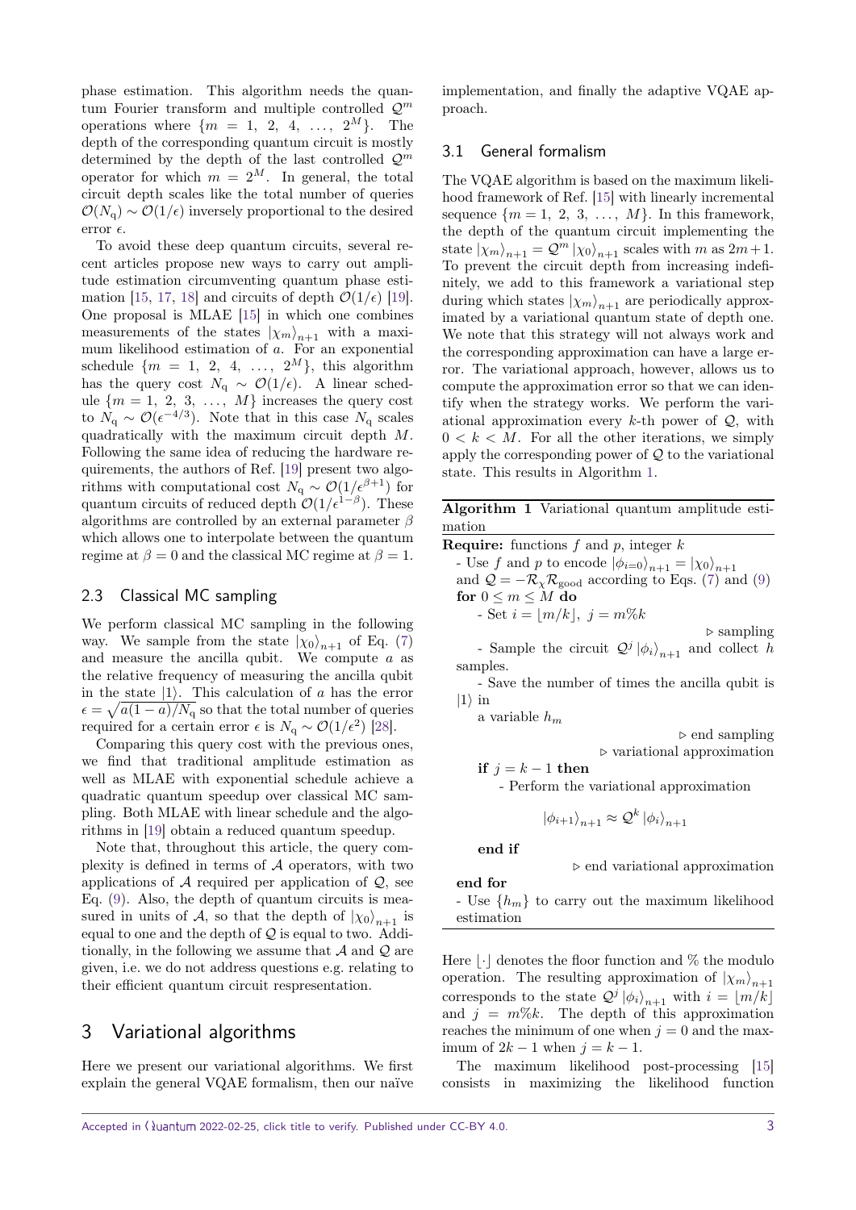phase estimation. This algorithm needs the quantum Fourier transform and multiple controlled $\mathcal{Q}^m$ operations where $\{m = 1,\ 2,\ 4,\ \ldots,\ 2^M\}$. The depth of the corresponding quantum circuit is mostly determined by the depth of the last controlled $\mathcal{Q}^m$ operator for which $m = 2^M$. In general, the total circuit depth scales like the total number of queries $\mathcal{O}(N_\mathrm{q}) \sim \mathcal{O}(1/\epsilon)$ inversely proportional to the desired error $\epsilon$.

To avoid these deep quantum circuits, several recent articles propose new ways to carry out amplitude estimation circumventing quantum phase estimation [15, 17, 18] and circuits of depth $\mathcal{O}(1/\epsilon)$ [19]. One proposal is MLAE [15] in which one combines measurements of the states $|\chi_m\rangle_{n+1}$ with a maximum likelihood estimation of $a$. For an exponential schedule $\{m = 1,\ 2,\ 4,\ \ldots,\ 2^M\}$, this algorithm has the query cost $N_\mathrm{q} \sim \mathcal{O}(1/\epsilon)$. A linear schedule $\{m = 1,\ 2,\ 3,\ \ldots,\ M\}$ increases the query cost to $N_\mathrm{q} \sim \mathcal{O}(\epsilon^{-4/3})$. Note that in this case $N_\mathrm{q}$ scales quadratically with the maximum circuit depth $M$. Following the same idea of reducing the hardware requirements, the authors of Ref. [19] present two algorithms with computational cost $N_\mathrm{q} \sim \mathcal{O}(1/\epsilon^{\beta+1})$ for quantum circuits of reduced depth $\mathcal{O}(1/\epsilon^{1-\beta})$. These algorithms are controlled by an external parameter $\beta$ which allows one to interpolate between the quantum regime at $\beta = 0$ and the classical MC regime at $\beta = 1$.

### 2.3 Classical MC sampling

We perform classical MC sampling in the following way. We sample from the state $|\chi_0\rangle_{n+1}$ of Eq. (7) and measure the ancilla qubit. We compute $a$ as the relative frequency of measuring the ancilla qubit in the state $|1\rangle$. This calculation of $a$ has the error $\epsilon = \sqrt{a(1-a)/N_\mathrm{q}}$ so that the total number of queries required for a certain error $\epsilon$ is $N_\mathrm{q} \sim \mathcal{O}(1/\epsilon^2)$ [28].

Comparing this query cost with the previous ones, we find that traditional amplitude estimation as well as MLAE with exponential schedule achieve a quadratic quantum speedup over classical MC sampling. Both MLAE with linear schedule and the algorithms in [19] obtain a reduced quantum speedup.

Note that, throughout this article, the query complexity is defined in terms of $\mathcal{A}$ operators, with two applications of $\mathcal{A}$ required per application of $\mathcal{Q}$, see Eq. (9). Also, the depth of quantum circuits is measured in units of $\mathcal{A}$, so that the depth of $|\chi_0\rangle_{n+1}$ is equal to one and the depth of $\mathcal{Q}$ is equal to two. Additionally, in the following we assume that $\mathcal{A}$ and $\mathcal{Q}$ are given, i.e. we do not address questions e.g. relating to their efficient quantum circuit respresentation.

## 3 Variational algorithms

Here we present our variational algorithms. We first explain the general VQAE formalism, then our naïve implementation, and finally the adaptive VQAE approach.

### 3.1 General formalism

The VQAE algorithm is based on the maximum likelihood framework of Ref. [15] with linearly incremental sequence $\{m = 1,\ 2,\ 3,\ \ldots,\ M\}$. In this framework, the depth of the quantum circuit implementing the state $|\chi_m\rangle_{n+1} = \mathcal{Q}^m |\chi_0\rangle_{n+1}$ scales with $m$ as $2m+1$. To prevent the circuit depth from increasing indefinitely, we add to this framework a variational step during which states $|\chi_m\rangle_{n+1}$ are periodically approximated by a variational quantum state of depth one. We note that this strategy will not always work and the corresponding approximation can have a large error. The variational approach, however, allows us to compute the approximation error so that we can identify when the strategy works. We perform the variational approximation every $k$-th power of $\mathcal{Q}$, with $0 < k < M$. For all the other iterations, we simply apply the corresponding power of $\mathcal{Q}$ to the variational state. This results in Algorithm 1.

---

**Algorithm 1** Variational quantum amplitude estimation

---

**Require:** functions $f$ and $p$, integer $k$

- Use $f$ and $p$ to encode $|\phi_{i=0}\rangle_{n+1} = |\chi_0\rangle_{n+1}$ and $\mathcal{Q} = -\mathcal{R}_\chi \mathcal{R}_\mathrm{good}$ according to Eqs. (7) and (9)

**for** $0 \le m \le M$ **do**

- Set $i = \lfloor m/k \rfloor,\ j = m\%k$

▷ sampling

- Sample the circuit $\mathcal{Q}^j |\phi_i\rangle_{n+1}$ and collect $h$ samples.
- Save the number of times the ancilla qubit is $|1\rangle$ in a variable $h_m$

▷ end sampling

▷ variational approximation

**if** $j = k-1$ **then**

- Perform the variational approximation

$$|\phi_{i+1}\rangle_{n+1} \approx \mathcal{Q}^k |\phi_i\rangle_{n+1}$$

**end if**

▷ end variational approximation

**end for**

- Use $\{h_m\}$ to carry out the maximum likelihood estimation

---

Here $\lfloor\cdot\rfloor$ denotes the floor function and % the modulo operation. The resulting approximation of $|\chi_m\rangle_{n+1}$ corresponds to the state $\mathcal{Q}^j |\phi_i\rangle_{n+1}$ with $i = \lfloor m/k \rfloor$ and $j = m\%k$. The depth of this approximation reaches the minimum of one when $j = 0$ and the maximum of $2k-1$ when $j = k-1$.

The maximum likelihood post-processing [15] consists in maximizing the likelihood function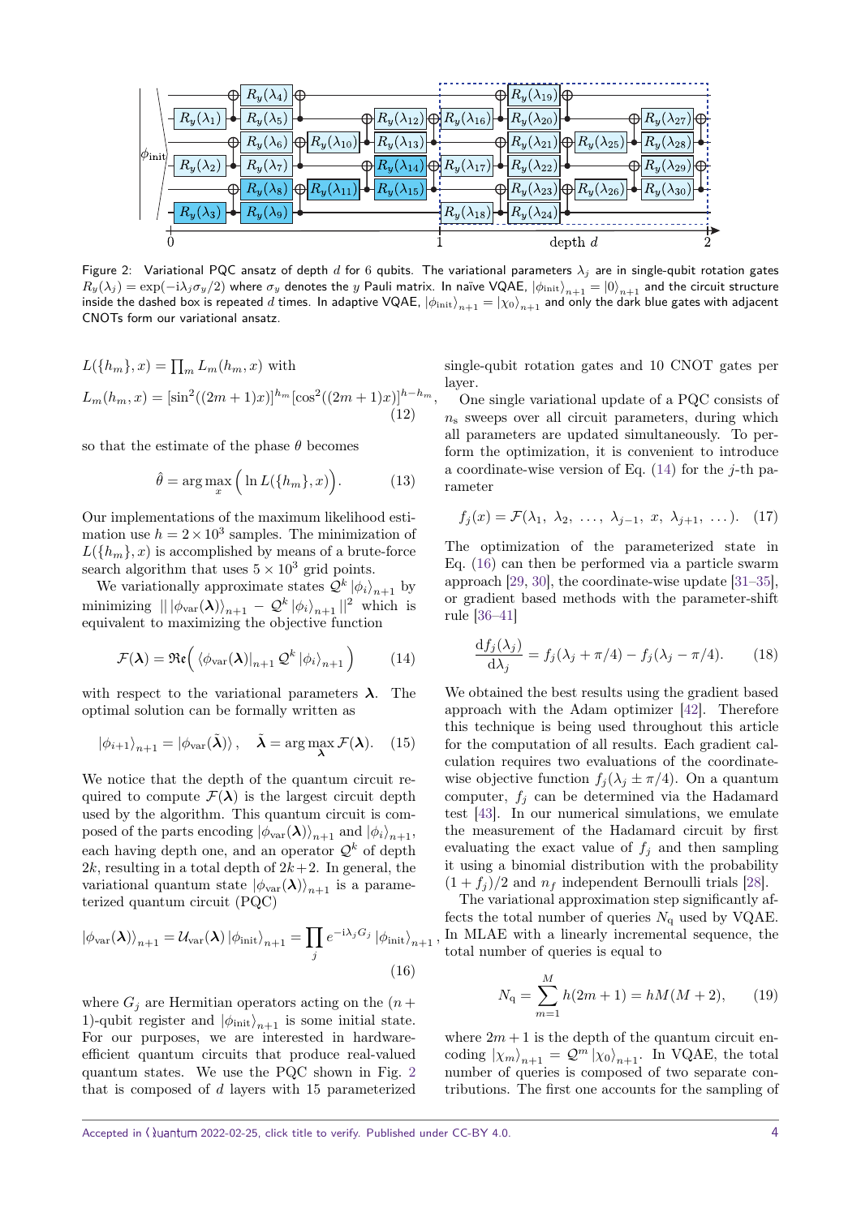Figure 2: Variational PQC ansatz of depth $d$ for 6 qubits. The variational parameters $\lambda_j$ are in single-qubit rotation gates $R_y(\lambda_j) = \exp(-\mathrm{i}\lambda_j\sigma_y/2)$ where $\sigma_y$ denotes the $y$ Pauli matrix. In naïve VQAE, $|\phi_{\text{init}}\rangle_{n+1} = |0\rangle_{n+1}$ and the circuit structure inside the dashed box is repeated $d$ times. In adaptive VQAE, $|\phi_{\text{init}}\rangle_{n+1} = |\chi_0\rangle_{n+1}$ and only the dark blue gates with adjacent CNOTs form our variational ansatz.

$L(\{h_m\}, x) = \prod_m L_m(h_m, x)$ with

$$L_m(h_m, x) = [\sin^2((2m+1)x)]^{h_m}[\cos^2((2m+1)x)]^{h-h_m}, \tag{12}$$

so that the estimate of the phase $\theta$ becomes

$$\hat{\theta} = \arg\max_x \Big( \ln L(\{h_m\}, x) \Big). \tag{13}$$

Our implementations of the maximum likelihood estimation use $h = 2 \times 10^3$ samples. The minimization of $L(\{h_m\}, x)$ is accomplished by means of a brute-force search algorithm that uses $5 \times 10^3$ grid points.

We variationally approximate states $\mathcal{Q}^k |\phi_i\rangle_{n+1}$ by minimizing $|| \, |\phi_{\text{var}}(\boldsymbol{\lambda})\rangle_{n+1} - \mathcal{Q}^k |\phi_i\rangle_{n+1} ||^2$ which is equivalent to maximizing the objective function

$$\mathcal{F}(\boldsymbol{\lambda}) = \mathfrak{Re}\Big( \langle\phi_{\text{var}}(\boldsymbol{\lambda})|_{n+1} \mathcal{Q}^k |\phi_i\rangle_{n+1} \Big) \tag{14}$$

with respect to the variational parameters $\boldsymbol{\lambda}$. The optimal solution can be formally written as

$$|\phi_{i+1}\rangle_{n+1} = |\phi_{\text{var}}(\tilde{\boldsymbol{\lambda}})\rangle, \quad \tilde{\boldsymbol{\lambda}} = \arg\max_{\boldsymbol{\lambda}} \mathcal{F}(\boldsymbol{\lambda}). \tag{15}$$

We notice that the depth of the quantum circuit required to compute $\mathcal{F}(\boldsymbol{\lambda})$ is the largest circuit depth used by the algorithm. This quantum circuit is composed of the parts encoding $|\phi_{\text{var}}(\boldsymbol{\lambda})\rangle_{n+1}$ and $|\phi_i\rangle_{n+1}$, each having depth one, and an operator $\mathcal{Q}^k$ of depth $2k$, resulting in a total depth of $2k+2$. In general, the variational quantum state $|\phi_{\text{var}}(\boldsymbol{\lambda})\rangle_{n+1}$ is a parameterized quantum circuit (PQC)

$$|\phi_{\text{var}}(\boldsymbol{\lambda})\rangle_{n+1} = \mathcal{U}_{\text{var}}(\boldsymbol{\lambda}) |\phi_{\text{init}}\rangle_{n+1} = \prod_j e^{-\mathrm{i}\lambda_j G_j} |\phi_{\text{init}}\rangle_{n+1}, \tag{16}$$

where $G_j$ are Hermitian operators acting on the $(n+1)$-qubit register and $|\phi_{\text{init}}\rangle_{n+1}$ is some initial state. For our purposes, we are interested in hardware-efficient quantum circuits that produce real-valued quantum states. We use the PQC shown in Fig. 2 that is composed of $d$ layers with 15 parameterized single-qubit rotation gates and 10 CNOT gates per layer.

One single variational update of a PQC consists of $n_s$ sweeps over all circuit parameters, during which all parameters are updated simultaneously. To perform the optimization, it is convenient to introduce a coordinate-wise version of Eq. (14) for the $j$-th parameter

$$f_j(x) = \mathcal{F}(\lambda_1, \ \lambda_2, \ \ldots, \ \lambda_{j-1}, \ x, \ \lambda_{j+1}, \ \ldots). \tag{17}$$

The optimization of the parameterized state in Eq. (16) can then be performed via a particle swarm approach [29, 30], the coordinate-wise update [31–35], or gradient based methods with the parameter-shift rule [36–41]

$$\frac{\mathrm{d}f_j(\lambda_j)}{\mathrm{d}\lambda_j} = f_j(\lambda_j + \pi/4) - f_j(\lambda_j - \pi/4). \tag{18}$$

We obtained the best results using the gradient based approach with the Adam optimizer [42]. Therefore this technique is being used throughout this article for the computation of all results. Each gradient calculation requires two evaluations of the coordinate-wise objective function $f_j(\lambda_j \pm \pi/4)$. On a quantum computer, $f_j$ can be determined via the Hadamard test [43]. In our numerical simulations, we emulate the measurement of the Hadamard circuit by first evaluating the exact value of $f_j$ and then sampling it using a binomial distribution with the probability $(1+f_j)/2$ and $n_f$ independent Bernoulli trials [28].

The variational approximation step significantly affects the total number of queries $N_q$ used by VQAE. In MLAE with a linearly incremental sequence, the total number of queries is equal to

$$N_q = \sum_{m=1}^{M} h(2m+1) = hM(M+2), \tag{19}$$

where $2m+1$ is the depth of the quantum circuit encoding $|\chi_m\rangle_{n+1} = \mathcal{Q}^m |\chi_0\rangle_{n+1}$. In VQAE, the total number of queries is composed of two separate contributions. The first one accounts for the sampling of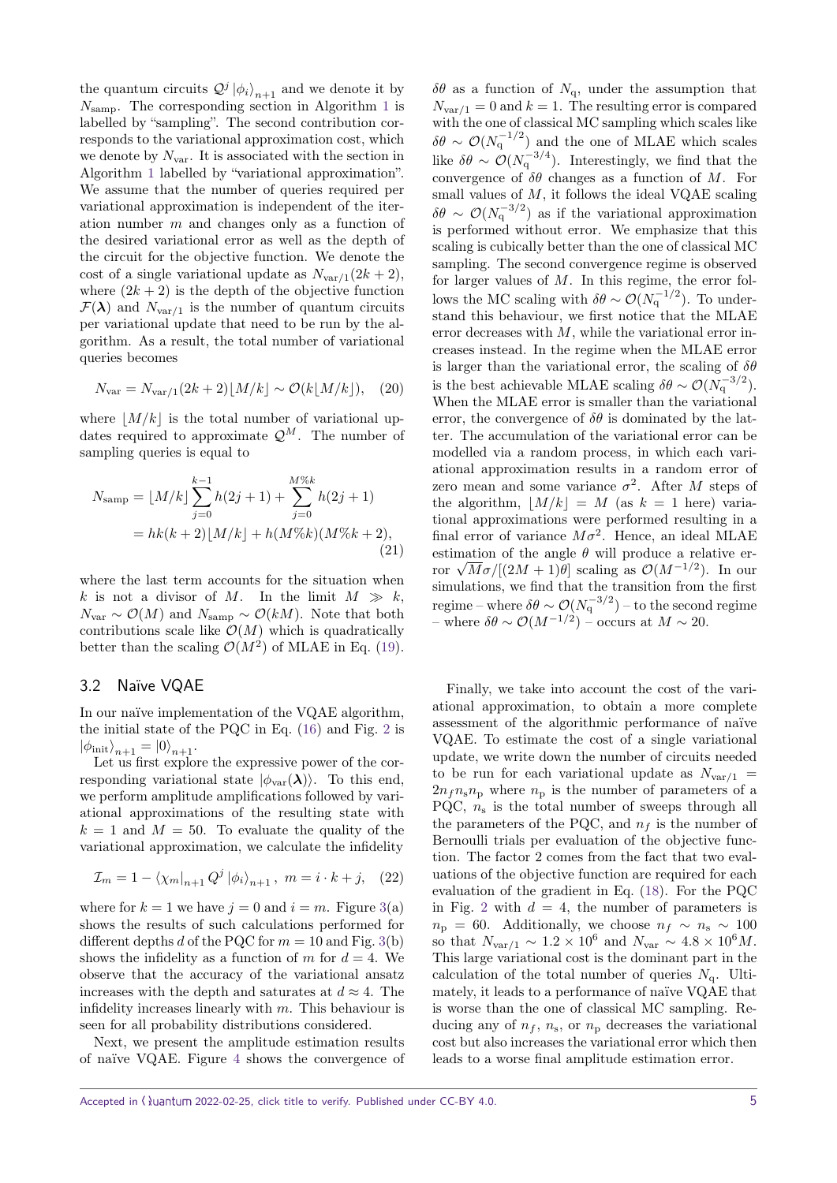the quantum circuits $\mathcal{Q}^j |\phi_i\rangle_{n+1}$ and we denote it by $N_{\rm samp}$. The corresponding section in Algorithm 1 is labelled by "sampling". The second contribution corresponds to the variational approximation cost, which we denote by $N_{\rm var}$. It is associated with the section in Algorithm 1 labelled by "variational approximation". We assume that the number of queries required per variational approximation is independent of the iteration number $m$ and changes only as a function of the desired variational error as well as the depth of the circuit for the objective function. We denote the cost of a single variational update as $N_{\rm var/1}(2k+2)$, where $(2k+2)$ is the depth of the objective function $\mathcal{F}(\boldsymbol{\lambda})$ and $N_{\rm var/1}$ is the number of quantum circuits per variational update that need to be run by the algorithm. As a result, the total number of variational queries becomes

$$N_{\rm var} = N_{\rm var/1}(2k+2)\lfloor M/k \rfloor \sim \mathcal{O}(k\lfloor M/k \rfloor), \quad (20)$$

where $\lfloor M/k \rfloor$ is the total number of variational updates required to approximate $\mathcal{Q}^M$. The number of sampling queries is equal to

$$\begin{aligned} N_{\rm samp} &= \lfloor M/k \rfloor \sum_{j=0}^{k-1} h(2j+1) + \sum_{j=0}^{M\%k} h(2j+1) \\ &= hk(k+2)\lfloor M/k \rfloor + h(M\%k)(M\%k+2), \end{aligned} \quad (21)$$

where the last term accounts for the situation when $k$ is not a divisor of $M$. In the limit $M \gg k$, $N_{\rm var} \sim \mathcal{O}(M)$ and $N_{\rm samp} \sim \mathcal{O}(kM)$. Note that both contributions scale like $\mathcal{O}(M)$ which is quadratically better than the scaling $\mathcal{O}(M^2)$ of MLAE in Eq. (19).

## 3.2 Naïve VQAE

In our naïve implementation of the VQAE algorithm, the initial state of the PQC in Eq. (16) and Fig. 2 is $|\phi_{\rm init}\rangle_{n+1} = |0\rangle_{n+1}$.

Let us first explore the expressive power of the corresponding variational state $|\phi_{\rm var}(\boldsymbol{\lambda})\rangle$. To this end, we perform amplitude amplifications followed by variational approximations of the resulting state with $k = 1$ and $M = 50$. To evaluate the quality of the variational approximation, we calculate the infidelity

$$\mathcal{I}_m = 1 - \langle \chi_m|_{n+1} Q^j |\phi_i\rangle_{n+1}, \; m = i \cdot k + j, \quad (22)$$

where for $k = 1$ we have $j = 0$ and $i = m$. Figure 3(a) shows the results of such calculations performed for different depths $d$ of the PQC for $m = 10$ and Fig. 3(b) shows the infidelity as a function of $m$ for $d = 4$. We observe that the accuracy of the variational ansatz increases with the depth and saturates at $d \approx 4$. The infidelity increases linearly with $m$. This behaviour is seen for all probability distributions considered.

Next, we present the amplitude estimation results of naïve VQAE. Figure 4 shows the convergence of $\delta\theta$ as a function of $N_{\rm q}$, under the assumption that $N_{\rm var/1} = 0$ and $k = 1$. The resulting error is compared with the one of classical MC sampling which scales like $\delta\theta \sim \mathcal{O}(N_{\rm q}^{-1/2})$ and the one of MLAE which scales like $\delta\theta \sim \mathcal{O}(N_{\rm q}^{-3/4})$. Interestingly, we find that the convergence of $\delta\theta$ changes as a function of $M$. For small values of $M$, it follows the ideal VQAE scaling $\delta\theta \sim \mathcal{O}(N_{\rm q}^{-3/2})$ as if the variational approximation is performed without error. We emphasize that this scaling is cubically better than the one of classical MC sampling. The second convergence regime is observed for larger values of $M$. In this regime, the error follows the MC scaling with $\delta\theta \sim \mathcal{O}(N_{\rm q}^{-1/2})$. To understand this behaviour, we first notice that the MLAE error decreases with $M$, while the variational error increases instead. In the regime when the MLAE error is larger than the variational error, the scaling of $\delta\theta$ is the best achievable MLAE scaling $\delta\theta \sim \mathcal{O}(N_{\rm q}^{-3/2})$. When the MLAE error is smaller than the variational error, the convergence of $\delta\theta$ is dominated by the latter. The accumulation of the variational error can be modelled via a random process, in which each variational approximation results in a random error of zero mean and some variance $\sigma^2$. After $M$ steps of the algorithm, $\lfloor M/k \rfloor = M$ (as $k = 1$ here) variational approximations were performed resulting in a final error of variance $M\sigma^2$. Hence, an ideal MLAE estimation of the angle $\theta$ will produce a relative error $\sqrt{M}\sigma/[(2M+1)\theta]$ scaling as $\mathcal{O}(M^{-1/2})$. In our simulations, we find that the transition from the first regime – where $\delta\theta \sim \mathcal{O}(N_{\rm q}^{-3/2})$ – to the second regime – where $\delta\theta \sim \mathcal{O}(M^{-1/2})$ – occurs at $M \sim 20$.

Finally, we take into account the cost of the variational approximation, to obtain a more complete assessment of the algorithmic performance of naïve VQAE. To estimate the cost of a single variational update, we write down the number of circuits needed to be run for each variational update as $N_{\rm var/1} = 2n_f n_{\rm s} n_{\rm p}$ where $n_{\rm p}$ is the number of parameters of a PQC, $n_{\rm s}$ is the total number of sweeps through all the parameters of the PQC, and $n_f$ is the number of Bernoulli trials per evaluation of the objective function. The factor 2 comes from the fact that two evaluations of the objective function are required for each evaluation of the gradient in Eq. (18). For the PQC in Fig. 2 with $d = 4$, the number of parameters is $n_{\rm p} = 60$. Additionally, we choose $n_f \sim n_{\rm s} \sim 100$ so that $N_{\rm var/1} \sim 1.2 \times 10^6$ and $N_{\rm var} \sim 4.8 \times 10^6 M$. This large variational cost is the dominant part in the calculation of the total number of queries $N_{\rm q}$. Ultimately, it leads to a performance of naïve VQAE that is worse than the one of classical MC sampling. Reducing any of $n_f$, $n_{\rm s}$, or $n_{\rm p}$ decreases the variational cost but also increases the variational error which then leads to a worse final amplitude estimation error.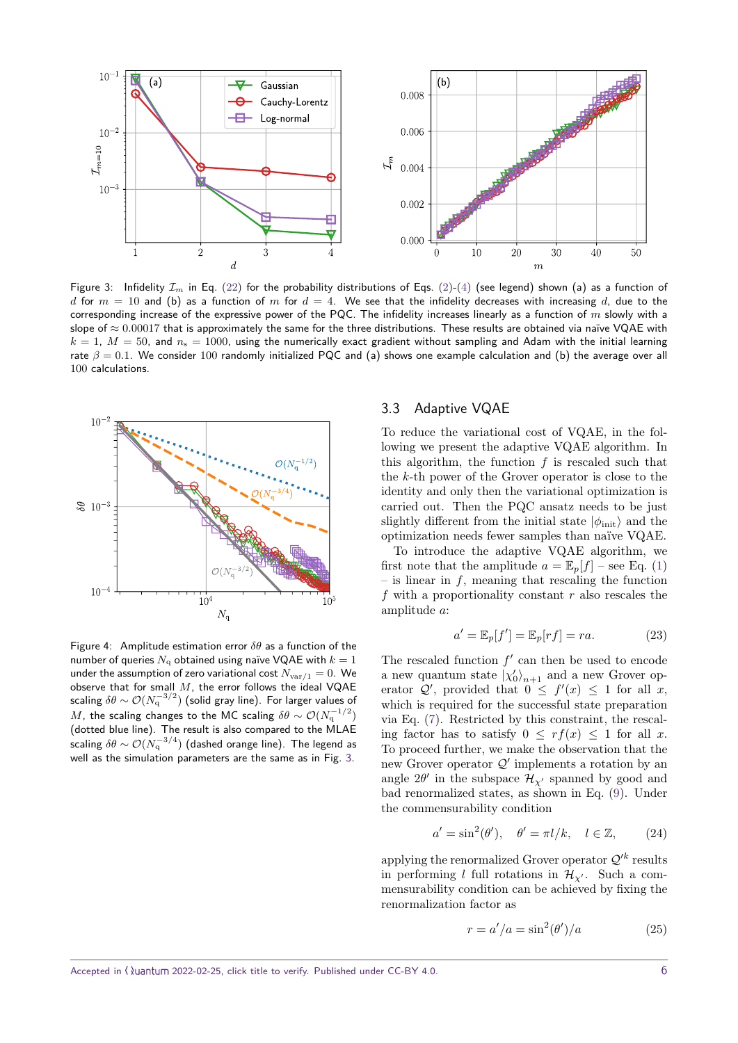Figure 3: Infidelity $\mathcal{I}_m$ in Eq. (22) for the probability distributions of Eqs. (2)-(4) (see legend) shown (a) as a function of $d$ for $m = 10$ and (b) as a function of $m$ for $d = 4$. We see that the infidelity decreases with increasing $d$, due to the corresponding increase of the expressive power of the PQC. The infidelity increases linearly as a function of $m$ slowly with a slope of $\approx 0.00017$ that is approximately the same for the three distributions. These results are obtained via naïve VQAE with $k = 1$, $M = 50$, and $n_s = 1000$, using the numerically exact gradient without sampling and Adam with the initial learning rate $\beta = 0.1$. We consider 100 randomly initialized PQC and (a) shows one example calculation and (b) the average over all 100 calculations.

Figure 4: Amplitude estimation error $\delta\theta$ as a function of the number of queries $N_q$ obtained using naïve VQAE with $k = 1$ under the assumption of zero variational cost $N_{var/1} = 0$. We observe that for small $M$, the error follows the ideal VQAE scaling $\delta\theta \sim \mathcal{O}(N_q^{-3/2})$ (solid gray line). For larger values of $M$, the scaling changes to the MC scaling $\delta\theta \sim \mathcal{O}(N_q^{-1/2})$ (dotted blue line). The result is also compared to the MLAE scaling $\delta\theta \sim \mathcal{O}(N_q^{-3/4})$ (dashed orange line). The legend as well as the simulation parameters are the same as in Fig. 3.

## 3.3 Adaptive VQAE

To reduce the variational cost of VQAE, in the following we present the adaptive VQAE algorithm. In this algorithm, the function $f$ is rescaled such that the $k$-th power of the Grover operator is close to the identity and only then the variational optimization is carried out. Then the PQC ansatz needs to be just slightly different from the initial state $|\phi_{\text{init}}\rangle$ and the optimization needs fewer samples than naïve VQAE.

To introduce the adaptive VQAE algorithm, we first note that the amplitude $a = \mathbb{E}_p[f]$ – see Eq. (1) – is linear in $f$, meaning that rescaling the function $f$ with a proportionality constant $r$ also rescales the amplitude $a$:

$$a' = \mathbb{E}_p[f'] = \mathbb{E}_p[rf] = ra. \tag{23}$$

The rescaled function $f'$ can then be used to encode a new quantum state $|\chi_0'\rangle_{n+1}$ and a new Grover operator $\mathcal{Q}'$, provided that $0 \le f'(x) \le 1$ for all $x$, which is required for the successful state preparation via Eq. (7). Restricted by this constraint, the rescaling factor has to satisfy $0 \le rf(x) \le 1$ for all $x$. To proceed further, we make the observation that the new Grover operator $\mathcal{Q}'$ implements a rotation by an angle $2\theta'$ in the subspace $\mathcal{H}_{\chi'}$ spanned by good and bad renormalized states, as shown in Eq. (9). Under the commensurability condition

$$a' = \sin^2(\theta'), \quad \theta' = \pi l/k, \quad l \in \mathbb{Z}, \tag{24}$$

applying the renormalized Grover operator $\mathcal{Q}'^k$ results in performing $l$ full rotations in $\mathcal{H}_{\chi'}$. Such a commensurability condition can be achieved by fixing the renormalization factor as

$$r = a'/a = \sin^2(\theta')/a \tag{25}$$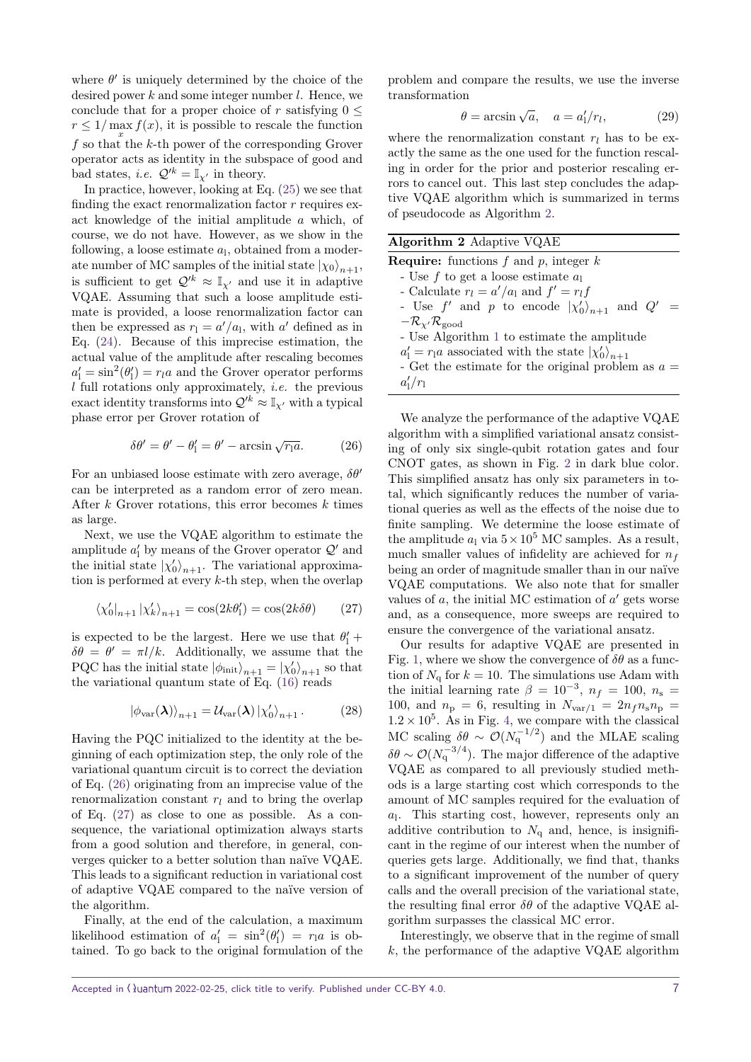where $\theta'$ is uniquely determined by the choice of the desired power $k$ and some integer number $l$. Hence, we conclude that for a proper choice of $r$ satisfying $0 \leq r \leq 1/\max_x f(x)$, it is possible to rescale the function $f$ so that the $k$-th power of the corresponding Grover operator acts as identity in the subspace of good and bad states, *i.e.* $\mathcal{Q}'^k = \mathbb{I}_{\chi'}$ in theory.

In practice, however, looking at Eq. (25) we see that finding the exact renormalization factor $r$ requires exact knowledge of the initial amplitude $a$ which, of course, we do not have. However, as we show in the following, a loose estimate $a_\mathrm{l}$, obtained from a moderate number of MC samples of the initial state $|\chi_0\rangle_{n+1}$, is sufficient to get $\mathcal{Q}'^k \approx \mathbb{I}_{\chi'}$ and use it in adaptive VQAE. Assuming that such a loose amplitude estimate is provided, a loose renormalization factor can then be expressed as $r_\mathrm{l} = a'/a_\mathrm{l}$, with $a'$ defined as in Eq. (24). Because of this imprecise estimation, the actual value of the amplitude after rescaling becomes $a'_\mathrm{l} = \sin^2(\theta'_\mathrm{l}) = r_\mathrm{l} a$ and the Grover operator performs $l$ full rotations only approximately, *i.e.* the previous exact identity transforms into $\mathcal{Q}'^k \approx \mathbb{I}_{\chi'}$ with a typical phase error per Grover rotation of

$$\delta\theta' = \theta' - \theta'_\mathrm{l} = \theta' - \arcsin\sqrt{r_\mathrm{l} a}. \tag{26}$$

For an unbiased loose estimate with zero average, $\delta\theta'$ can be interpreted as a random error of zero mean. After $k$ Grover rotations, this error becomes $k$ times as large.

Next, we use the VQAE algorithm to estimate the amplitude $a'_\mathrm{l}$ by means of the Grover operator $\mathcal{Q}'$ and the initial state $|\chi'_0\rangle_{n+1}$. The variational approximation is performed at every $k$-th step, when the overlap

$$\langle\chi'_0|_{n+1}\,|\chi'_k\rangle_{n+1} = \cos(2k\theta'_\mathrm{l}) = \cos(2k\delta\theta) \tag{27}$$

is expected to be the largest. Here we use that $\theta'_\mathrm{l} + \delta\theta = \theta' = \pi l/k$. Additionally, we assume that the PQC has the initial state $|\phi_\mathrm{init}\rangle_{n+1} = |\chi'_0\rangle_{n+1}$ so that the variational quantum state of Eq. (16) reads

$$|\phi_\mathrm{var}(\boldsymbol{\lambda})\rangle_{n+1} = \mathcal{U}_\mathrm{var}(\boldsymbol{\lambda})\,|\chi'_0\rangle_{n+1}. \tag{28}$$

Having the PQC initialized to the identity at the beginning of each optimization step, the only role of the variational quantum circuit is to correct the deviation of Eq. (26) originating from an imprecise value of the renormalization constant $r_\mathrm{l}$ and to bring the overlap of Eq. (27) as close to one as possible. As a consequence, the variational optimization always starts from a good solution and therefore, in general, converges quicker to a better solution than naïve VQAE. This leads to a significant reduction in variational cost of adaptive VQAE compared to the naïve version of the algorithm.

Finally, at the end of the calculation, a maximum likelihood estimation of $a'_\mathrm{l} = \sin^2(\theta'_\mathrm{l}) = r_\mathrm{l} a$ is obtained. To go back to the original formulation of the problem and compare the results, we use the inverse transformation

$$\theta = \arcsin\sqrt{a}, \quad a = a'_\mathrm{l}/r_\mathrm{l}, \tag{29}$$

where the renormalization constant $r_l$ has to be exactly the same as the one used for the function rescaling in order for the prior and posterior rescaling errors to cancel out. This last step concludes the adaptive VQAE algorithm which is summarized in terms of pseudocode as Algorithm 2.

**Algorithm 2** Adaptive VQAE

**Require:** functions $f$ and $p$, integer $k$
- Use $f$ to get a loose estimate $a_\mathrm{l}$
- Calculate $r_\mathrm{l} = a'/a_\mathrm{l}$ and $f' = r_l f$
- Use $f'$ and $p$ to encode $|\chi'_0\rangle_{n+1}$ and $Q' = -\mathcal{R}_{\chi'}\mathcal{R}_\mathrm{good}$
- Use Algorithm 1 to estimate the amplitude $a'_\mathrm{l} = r_\mathrm{l} a$ associated with the state $|\chi'_0\rangle_{n+1}$
- Get the estimate for the original problem as $a = a'_\mathrm{l}/r_\mathrm{l}$

We analyze the performance of the adaptive VQAE algorithm with a simplified variational ansatz consisting of only six single-qubit rotation gates and four CNOT gates, as shown in Fig. 2 in dark blue color. This simplified ansatz has only six parameters in total, which significantly reduces the number of variational queries as well as the effects of the noise due to finite sampling. We determine the loose estimate of the amplitude $a_\mathrm{l}$ via $5\times10^5$ MC samples. As a result, much smaller values of infidelity are achieved for $n_f$ being an order of magnitude smaller than in our naïve VQAE computations. We also note that for smaller values of $a$, the initial MC estimation of $a'$ gets worse and, as a consequence, more sweeps are required to ensure the convergence of the variational ansatz.

Our results for adaptive VQAE are presented in Fig. 1, where we show the convergence of $\delta\theta$ as a function of $N_\mathrm{q}$ for $k = 10$. The simulations use Adam with the initial learning rate $\beta = 10^{-3}$, $n_f = 100$, $n_\mathrm{s} = 100$, and $n_\mathrm{p} = 6$, resulting in $N_{\mathrm{var}/1} = 2n_f n_\mathrm{s} n_\mathrm{p} = 1.2\times10^5$. As in Fig. 4, we compare with the classical MC scaling $\delta\theta \sim \mathcal{O}(N_\mathrm{q}^{-1/2})$ and the MLAE scaling $\delta\theta \sim \mathcal{O}(N_\mathrm{q}^{-3/4})$. The major difference of the adaptive VQAE as compared to all previously studied methods is a large starting cost which corresponds to the amount of MC samples required for the evaluation of $a_\mathrm{l}$. This starting cost, however, represents only an additive contribution to $N_\mathrm{q}$ and, hence, is insignificant in the regime of our interest when the number of queries gets large. Additionally, we find that, thanks to a significant improvement of the number of query calls and the overall precision of the variational state, the resulting final error $\delta\theta$ of the adaptive VQAE algorithm surpasses the classical MC error.

Interestingly, we observe that in the regime of small $k$, the performance of the adaptive VQAE algorithm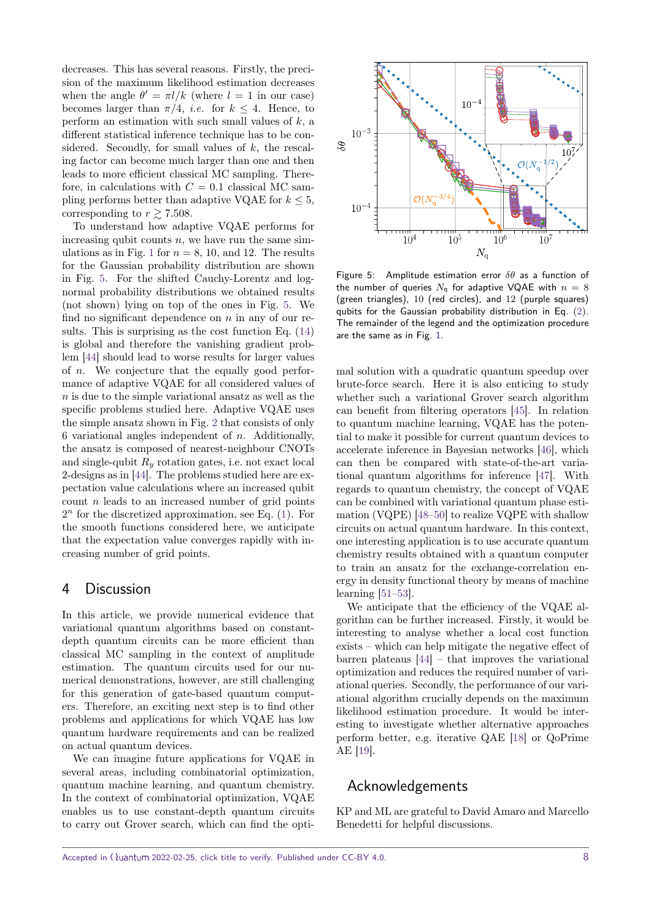decreases. This has several reasons. Firstly, the precision of the maximum likelihood estimation decreases when the angle $\theta' = \pi l/k$ (where $l = 1$ in our case) becomes larger than $\pi/4$, *i.e.* for $k \leq 4$. Hence, to perform an estimation with such small values of $k$, a different statistical inference technique has to be considered. Secondly, for small values of $k$, the rescaling factor can become much larger than one and then leads to more efficient classical MC sampling. Therefore, in calculations with $C = 0.1$ classical MC sampling performs better than adaptive VQAE for $k \leq 5$, corresponding to $r \gtrsim 7.508$.

To understand how adaptive VQAE performs for increasing qubit counts $n$, we have run the same simulations as in Fig. 1 for $n = 8$, 10, and 12. The results for the Gaussian probability distribution are shown in Fig. 5. For the shifted Cauchy-Lorentz and log-normal probability distributions we obtained results (not shown) lying on top of the ones in Fig. 5. We find no significant dependence on $n$ in any of our results. This is surprising as the cost function Eq. (14) is global and therefore the vanishing gradient problem [44] should lead to worse results for larger values of $n$. We conjecture that the equally good performance of adaptive VQAE for all considered values of $n$ is due to the simple variational ansatz as well as the specific problems studied here. Adaptive VQAE uses the simple ansatz shown in Fig. 2 that consists of only 6 variational angles independent of $n$. Additionally, the ansatz is composed of nearest-neighbour CNOTs and single-qubit $R_y$ rotation gates, i.e. not exact local 2-designs as in [44]. The problems studied here are expectation value calculations where an increased qubit count $n$ leads to an increased number of grid points $2^n$ for the discretized approximation, see Eq. (1). For the smooth functions considered here, we anticipate that the expectation value converges rapidly with increasing number of grid points.

Figure 5: Amplitude estimation error $\delta\theta$ as a function of the number of queries $N_q$ for adaptive VQAE with $n = 8$ (green triangles), 10 (red circles), and 12 (purple squares) qubits for the Gaussian probability distribution in Eq. (2). The remainder of the legend and the optimization procedure are the same as in Fig. 1.

# 4 Discussion

In this article, we provide numerical evidence that variational quantum algorithms based on constant-depth quantum circuits can be more efficient than classical MC sampling in the context of amplitude estimation. The quantum circuits used for our numerical demonstrations, however, are still challenging for this generation of gate-based quantum computers. Therefore, an exciting next step is to find other problems and applications for which VQAE has low quantum hardware requirements and can be realized on actual quantum devices.

We can imagine future applications for VQAE in several areas, including combinatorial optimization, quantum machine learning, and quantum chemistry. In the context of combinatorial optimization, VQAE enables us to use constant-depth quantum circuits to carry out Grover search, which can find the optimal solution with a quadratic quantum speedup over brute-force search. Here it is also enticing to study whether such a variational Grover search algorithm can benefit from filtering operators [45]. In relation to quantum machine learning, VQAE has the potential to make it possible for current quantum devices to accelerate inference in Bayesian networks [46], which can then be compared with state-of-the-art variational quantum algorithms for inference [47]. With regards to quantum chemistry, the concept of VQAE can be combined with variational quantum phase estimation (VQPE) [48–50] to realize VQPE with shallow circuits on actual quantum hardware. In this context, one interesting application is to use accurate quantum chemistry results obtained with a quantum computer to train an ansatz for the exchange-correlation energy in density functional theory by means of machine learning [51–53].

We anticipate that the efficiency of the VQAE algorithm can be further increased. Firstly, it would be interesting to analyse whether a local cost function exists – which can help mitigate the negative effect of barren plateaus [44] – that improves the variational optimization and reduces the required number of variational queries. Secondly, the performance of our variational algorithm crucially depends on the maximum likelihood estimation procedure. It would be interesting to investigate whether alternative approaches perform better, e.g. iterative QAE [18] or QoPrime AE [19].

## Acknowledgements

KP and ML are grateful to David Amaro and Marcello Benedetti for helpful discussions.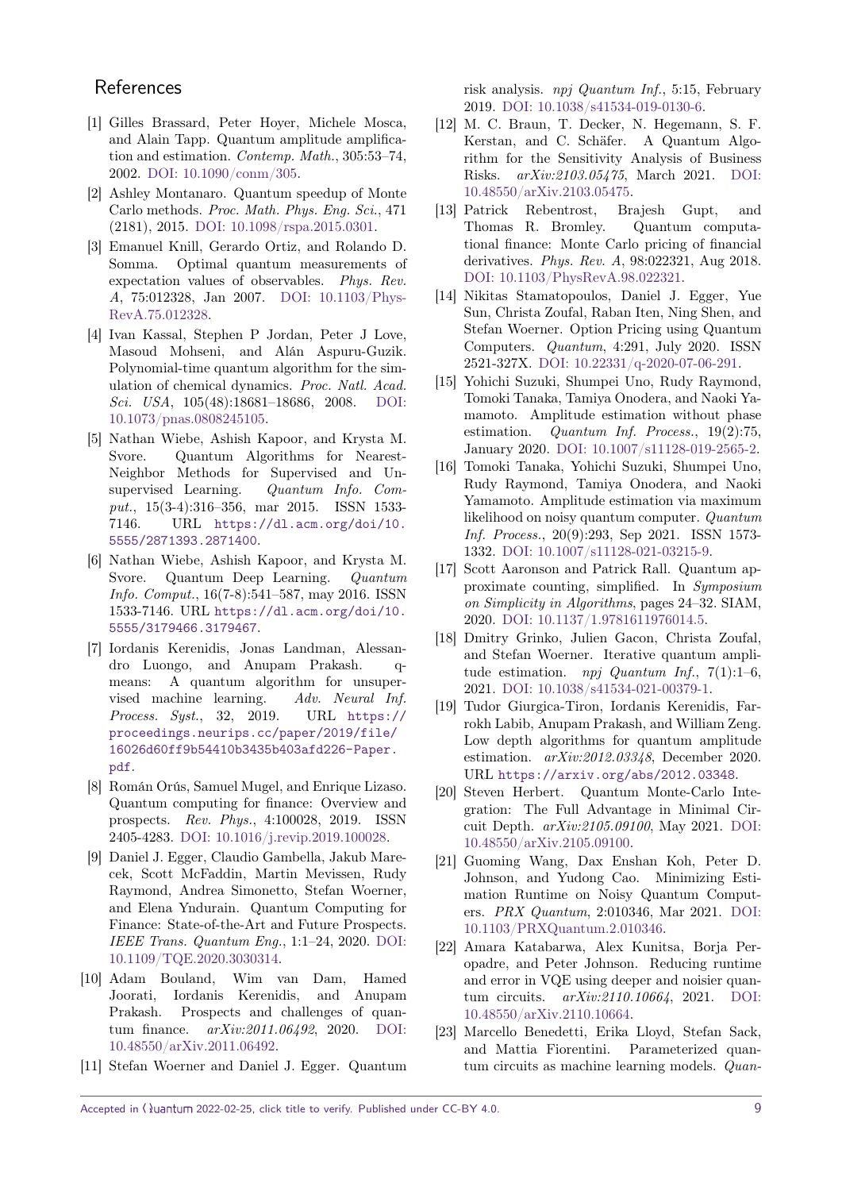# References

[1] Gilles Brassard, Peter Hoyer, Michele Mosca, and Alain Tapp. Quantum amplitude amplification and estimation. *Contemp. Math.*, 305:53–74, 2002. DOI: 10.1090/conm/305.

[2] Ashley Montanaro. Quantum speedup of Monte Carlo methods. *Proc. Math. Phys. Eng. Sci.*, 471 (2181), 2015. DOI: 10.1098/rspa.2015.0301.

[3] Emanuel Knill, Gerardo Ortiz, and Rolando D. Somma. Optimal quantum measurements of expectation values of observables. *Phys. Rev. A*, 75:012328, Jan 2007. DOI: 10.1103/PhysRevA.75.012328.

[4] Ivan Kassal, Stephen P Jordan, Peter J Love, Masoud Mohseni, and Alán Aspuru-Guzik. Polynomial-time quantum algorithm for the simulation of chemical dynamics. *Proc. Natl. Acad. Sci. USA*, 105(48):18681–18686, 2008. DOI: 10.1073/pnas.0808245105.

[5] Nathan Wiebe, Ashish Kapoor, and Krysta M. Svore. Quantum Algorithms for Nearest-Neighbor Methods for Supervised and Unsupervised Learning. *Quantum Info. Comput.*, 15(3-4):316–356, mar 2015. ISSN 1533-7146. URL https://dl.acm.org/doi/10.5555/2871393.2871400.

[6] Nathan Wiebe, Ashish Kapoor, and Krysta M. Svore. Quantum Deep Learning. *Quantum Info. Comput.*, 16(7-8):541–587, may 2016. ISSN 1533-7146. URL https://dl.acm.org/doi/10.5555/3179466.3179467.

[7] Iordanis Kerenidis, Jonas Landman, Alessandro Luongo, and Anupam Prakash. q-means: A quantum algorithm for unsupervised machine learning. *Adv. Neural Inf. Process. Syst.*, 32, 2019. URL https://proceedings.neurips.cc/paper/2019/file/16026d60ff9b54410b3435b403afd226-Paper.pdf.

[8] Román Orús, Samuel Mugel, and Enrique Lizaso. Quantum computing for finance: Overview and prospects. *Rev. Phys.*, 4:100028, 2019. ISSN 2405-4283. DOI: 10.1016/j.revip.2019.100028.

[9] Daniel J. Egger, Claudio Gambella, Jakub Marecek, Scott McFaddin, Martin Mevissen, Rudy Raymond, Andrea Simonetto, Stefan Woerner, and Elena Yndurain. Quantum Computing for Finance: State-of-the-Art and Future Prospects. *IEEE Trans. Quantum Eng.*, 1:1–24, 2020. DOI: 10.1109/TQE.2020.3030314.

[10] Adam Bouland, Wim van Dam, Hamed Joorati, Iordanis Kerenidis, and Anupam Prakash. Prospects and challenges of quantum finance. *arXiv:2011.06492*, 2020. DOI: 10.48550/arXiv.2011.06492.

[11] Stefan Woerner and Daniel J. Egger. Quantum risk analysis. *npj Quantum Inf.*, 5:15, February 2019. DOI: 10.1038/s41534-019-0130-6.

[12] M. C. Braun, T. Decker, N. Hegemann, S. F. Kerstan, and C. Schäfer. A Quantum Algorithm for the Sensitivity Analysis of Business Risks. *arXiv:2103.05475*, March 2021. DOI: 10.48550/arXiv.2103.05475.

[13] Patrick Rebentrost, Brajesh Gupt, and Thomas R. Bromley. Quantum computational finance: Monte Carlo pricing of financial derivatives. *Phys. Rev. A*, 98:022321, Aug 2018. DOI: 10.1103/PhysRevA.98.022321.

[14] Nikitas Stamatopoulos, Daniel J. Egger, Yue Sun, Christa Zoufal, Raban Iten, Ning Shen, and Stefan Woerner. Option Pricing using Quantum Computers. *Quantum*, 4:291, July 2020. ISSN 2521-327X. DOI: 10.22331/q-2020-07-06-291.

[15] Yohichi Suzuki, Shumpei Uno, Rudy Raymond, Tomoki Tanaka, Tamiya Onodera, and Naoki Yamamoto. Amplitude estimation without phase estimation. *Quantum Inf. Process.*, 19(2):75, January 2020. DOI: 10.1007/s11128-019-2565-2.

[16] Tomoki Tanaka, Yohichi Suzuki, Shumpei Uno, Rudy Raymond, Tamiya Onodera, and Naoki Yamamoto. Amplitude estimation via maximum likelihood on noisy quantum computer. *Quantum Inf. Process.*, 20(9):293, Sep 2021. ISSN 1573-1332. DOI: 10.1007/s11128-021-03215-9.

[17] Scott Aaronson and Patrick Rall. Quantum approximate counting, simplified. In *Symposium on Simplicity in Algorithms*, pages 24–32. SIAM, 2020. DOI: 10.1137/1.9781611976014.5.

[18] Dmitry Grinko, Julien Gacon, Christa Zoufal, and Stefan Woerner. Iterative quantum amplitude estimation. *npj Quantum Inf.*, 7(1):1–6, 2021. DOI: 10.1038/s41534-021-00379-1.

[19] Tudor Giurgica-Tiron, Iordanis Kerenidis, Farrokh Labib, Anupam Prakash, and William Zeng. Low depth algorithms for quantum amplitude estimation. *arXiv:2012.03348*, December 2020. URL https://arxiv.org/abs/2012.03348.

[20] Steven Herbert. Quantum Monte-Carlo Integration: The Full Advantage in Minimal Circuit Depth. *arXiv:2105.09100*, May 2021. DOI: 10.48550/arXiv.2105.09100.

[21] Guoming Wang, Dax Enshan Koh, Peter D. Johnson, and Yudong Cao. Minimizing Estimation Runtime on Noisy Quantum Computers. *PRX Quantum*, 2:010346, Mar 2021. DOI: 10.1103/PRXQuantum.2.010346.

[22] Amara Katabarwa, Alex Kunitsa, Borja Peropadre, and Peter Johnson. Reducing runtime and error in VQE using deeper and noisier quantum circuits. *arXiv:2110.10664*, 2021. DOI: 10.48550/arXiv.2110.10664.

[23] Marcello Benedetti, Erika Lloyd, Stefan Sack, and Mattia Fiorentini. Parameterized quantum circuits as machine learning models. *Quan-*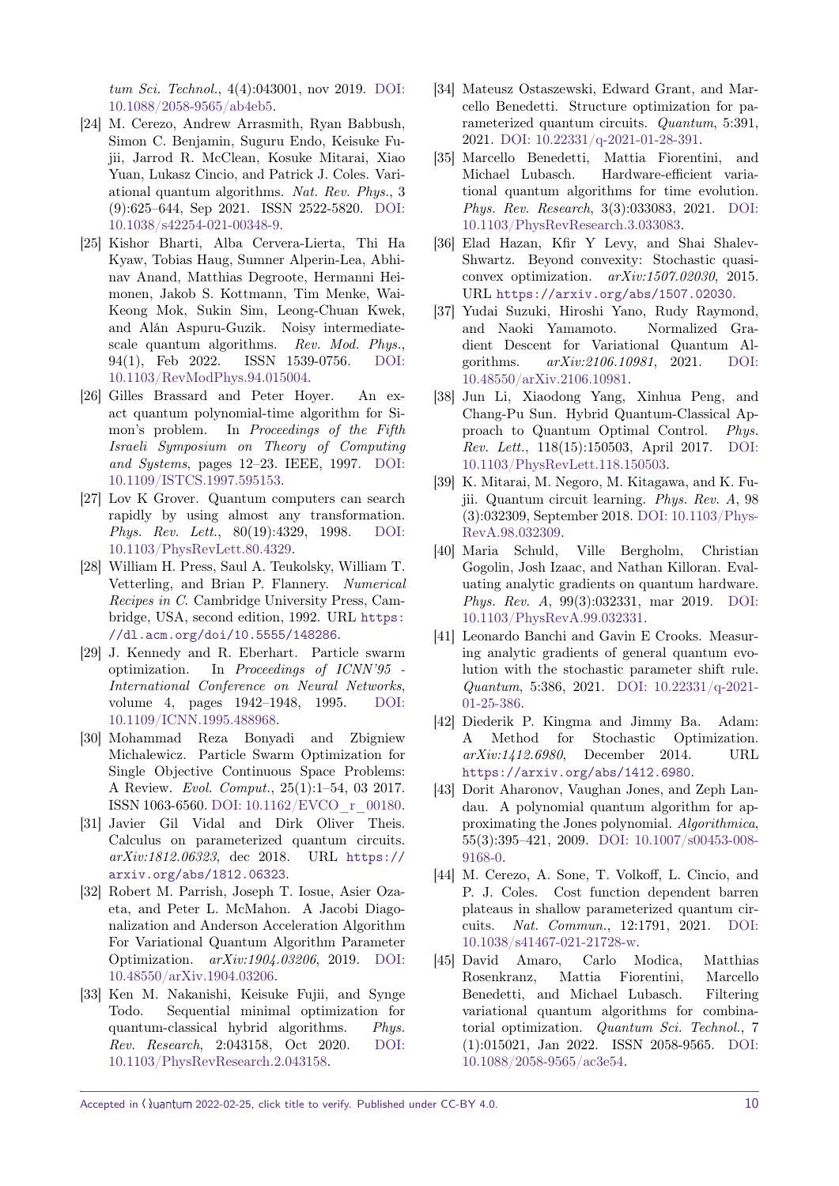*tum Sci. Technol.*, 4(4):043001, nov 2019. DOI: 10.1088/2058-9565/ab4eb5.

- [24] M. Cerezo, Andrew Arrasmith, Ryan Babbush, Simon C. Benjamin, Suguru Endo, Keisuke Fujii, Jarrod R. McClean, Kosuke Mitarai, Xiao Yuan, Lukasz Cincio, and Patrick J. Coles. Variational quantum algorithms. *Nat. Rev. Phys.*, 3 (9):625–644, Sep 2021. ISSN 2522-5820. DOI: 10.1038/s42254-021-00348-9.
- [25] Kishor Bharti, Alba Cervera-Lierta, Thi Ha Kyaw, Tobias Haug, Sumner Alperin-Lea, Abhinav Anand, Matthias Degroote, Hermanni Heimonen, Jakob S. Kottmann, Tim Menke, Wai-Keong Mok, Sukin Sim, Leong-Chuan Kwek, and Alán Aspuru-Guzik. Noisy intermediate-scale quantum algorithms. *Rev. Mod. Phys.*, 94(1), Feb 2022. ISSN 1539-0756. DOI: 10.1103/RevModPhys.94.015004.
- [26] Gilles Brassard and Peter Hoyer. An exact quantum polynomial-time algorithm for Simon's problem. In *Proceedings of the Fifth Israeli Symposium on Theory of Computing and Systems*, pages 12–23. IEEE, 1997. DOI: 10.1109/ISTCS.1997.595153.
- [27] Lov K Grover. Quantum computers can search rapidly by using almost any transformation. *Phys. Rev. Lett.*, 80(19):4329, 1998. DOI: 10.1103/PhysRevLett.80.4329.
- [28] William H. Press, Saul A. Teukolsky, William T. Vetterling, and Brian P. Flannery. *Numerical Recipes in C*. Cambridge University Press, Cambridge, USA, second edition, 1992. URL https://dl.acm.org/doi/10.5555/148286.
- [29] J. Kennedy and R. Eberhart. Particle swarm optimization. In *Proceedings of ICNN'95 - International Conference on Neural Networks*, volume 4, pages 1942–1948, 1995. DOI: 10.1109/ICNN.1995.488968.
- [30] Mohammad Reza Bonyadi and Zbigniew Michalewicz. Particle Swarm Optimization for Single Objective Continuous Space Problems: A Review. *Evol. Comput.*, 25(1):1–54, 03 2017. ISSN 1063-6560. DOI: 10.1162/EVCO_r_00180.
- [31] Javier Gil Vidal and Dirk Oliver Theis. Calculus on parameterized quantum circuits. *arXiv:1812.06323*, dec 2018. URL https://arxiv.org/abs/1812.06323.
- [32] Robert M. Parrish, Joseph T. Iosue, Asier Ozaeta, and Peter L. McMahon. A Jacobi Diagonalization and Anderson Acceleration Algorithm For Variational Quantum Algorithm Parameter Optimization. *arXiv:1904.03206*, 2019. DOI: 10.48550/arXiv.1904.03206.
- [33] Ken M. Nakanishi, Keisuke Fujii, and Synge Todo. Sequential minimal optimization for quantum-classical hybrid algorithms. *Phys. Rev. Research*, 2:043158, Oct 2020. DOI: 10.1103/PhysRevResearch.2.043158.
- [34] Mateusz Ostaszewski, Edward Grant, and Marcello Benedetti. Structure optimization for parameterized quantum circuits. *Quantum*, 5:391, 2021. DOI: 10.22331/q-2021-01-28-391.
- [35] Marcello Benedetti, Mattia Fiorentini, and Michael Lubasch. Hardware-efficient variational quantum algorithms for time evolution. *Phys. Rev. Research*, 3(3):033083, 2021. DOI: 10.1103/PhysRevResearch.3.033083.
- [36] Elad Hazan, Kfir Y Levy, and Shai Shalev-Shwartz. Beyond convexity: Stochastic quasi-convex optimization. *arXiv:1507.02030*, 2015. URL https://arxiv.org/abs/1507.02030.
- [37] Yudai Suzuki, Hiroshi Yano, Rudy Raymond, and Naoki Yamamoto. Normalized Gradient Descent for Variational Quantum Algorithms. *arXiv:2106.10981*, 2021. DOI: 10.48550/arXiv.2106.10981.
- [38] Jun Li, Xiaodong Yang, Xinhua Peng, and Chang-Pu Sun. Hybrid Quantum-Classical Approach to Quantum Optimal Control. *Phys. Rev. Lett.*, 118(15):150503, April 2017. DOI: 10.1103/PhysRevLett.118.150503.
- [39] K. Mitarai, M. Negoro, M. Kitagawa, and K. Fujii. Quantum circuit learning. *Phys. Rev. A*, 98 (3):032309, September 2018. DOI: 10.1103/PhysRevA.98.032309.
- [40] Maria Schuld, Ville Bergholm, Christian Gogolin, Josh Izaac, and Nathan Killoran. Evaluating analytic gradients on quantum hardware. *Phys. Rev. A*, 99(3):032331, mar 2019. DOI: 10.1103/PhysRevA.99.032331.
- [41] Leonardo Banchi and Gavin E Crooks. Measuring analytic gradients of general quantum evolution with the stochastic parameter shift rule. *Quantum*, 5:386, 2021. DOI: 10.22331/q-2021-01-25-386.
- [42] Diederik P. Kingma and Jimmy Ba. Adam: A Method for Stochastic Optimization. *arXiv:1412.6980*, December 2014. URL https://arxiv.org/abs/1412.6980.
- [43] Dorit Aharonov, Vaughan Jones, and Zeph Landau. A polynomial quantum algorithm for approximating the Jones polynomial. *Algorithmica*, 55(3):395–421, 2009. DOI: 10.1007/s00453-008-9168-0.
- [44] M. Cerezo, A. Sone, T. Volkoff, L. Cincio, and P. J. Coles. Cost function dependent barren plateaus in shallow parameterized quantum circuits. *Nat. Commun.*, 12:1791, 2021. DOI: 10.1038/s41467-021-21728-w.
- [45] David Amaro, Carlo Modica, Matthias Rosenkranz, Mattia Fiorentini, Marcello Benedetti, and Michael Lubasch. Filtering variational quantum algorithms for combinatorial optimization. *Quantum Sci. Technol.*, 7 (1):015021, Jan 2022. ISSN 2058-9565. DOI: 10.1088/2058-9565/ac3e54.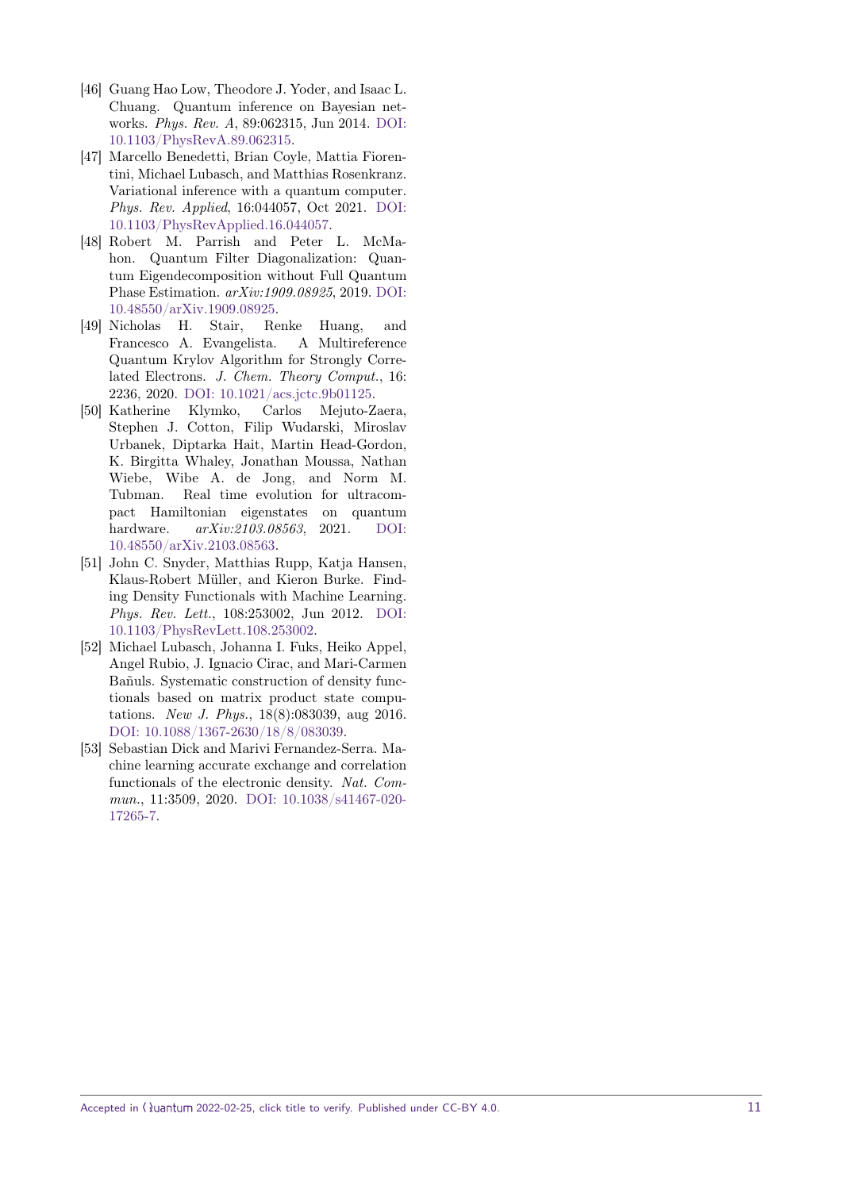[46] Guang Hao Low, Theodore J. Yoder, and Isaac L. Chuang. Quantum inference on Bayesian networks. *Phys. Rev. A*, 89:062315, Jun 2014. DOI: 10.1103/PhysRevA.89.062315.

[47] Marcello Benedetti, Brian Coyle, Mattia Fiorentini, Michael Lubasch, and Matthias Rosenkranz. Variational inference with a quantum computer. *Phys. Rev. Applied*, 16:044057, Oct 2021. DOI: 10.1103/PhysRevApplied.16.044057.

[48] Robert M. Parrish and Peter L. McMahon. Quantum Filter Diagonalization: Quantum Eigendecomposition without Full Quantum Phase Estimation. *arXiv:1909.08925*, 2019. DOI: 10.48550/arXiv.1909.08925.

[49] Nicholas H. Stair, Renke Huang, and Francesco A. Evangelista. A Multireference Quantum Krylov Algorithm for Strongly Correlated Electrons. *J. Chem. Theory Comput.*, 16: 2236, 2020. DOI: 10.1021/acs.jctc.9b01125.

[50] Katherine Klymko, Carlos Mejuto-Zaera, Stephen J. Cotton, Filip Wudarski, Miroslav Urbanek, Diptarka Hait, Martin Head-Gordon, K. Birgitta Whaley, Jonathan Moussa, Nathan Wiebe, Wibe A. de Jong, and Norm M. Tubman. Real time evolution for ultracompact Hamiltonian eigenstates on quantum hardware. *arXiv:2103.08563*, 2021. DOI: 10.48550/arXiv.2103.08563.

[51] John C. Snyder, Matthias Rupp, Katja Hansen, Klaus-Robert Müller, and Kieron Burke. Finding Density Functionals with Machine Learning. *Phys. Rev. Lett.*, 108:253002, Jun 2012. DOI: 10.1103/PhysRevLett.108.253002.

[52] Michael Lubasch, Johanna I. Fuks, Heiko Appel, Angel Rubio, J. Ignacio Cirac, and Mari-Carmen Bañuls. Systematic construction of density functionals based on matrix product state computations. *New J. Phys.*, 18(8):083039, aug 2016. DOI: 10.1088/1367-2630/18/8/083039.

[53] Sebastian Dick and Marivi Fernandez-Serra. Machine learning accurate exchange and correlation functionals of the electronic density. *Nat. Commun.*, 11:3509, 2020. DOI: 10.1038/s41467-020-17265-7.